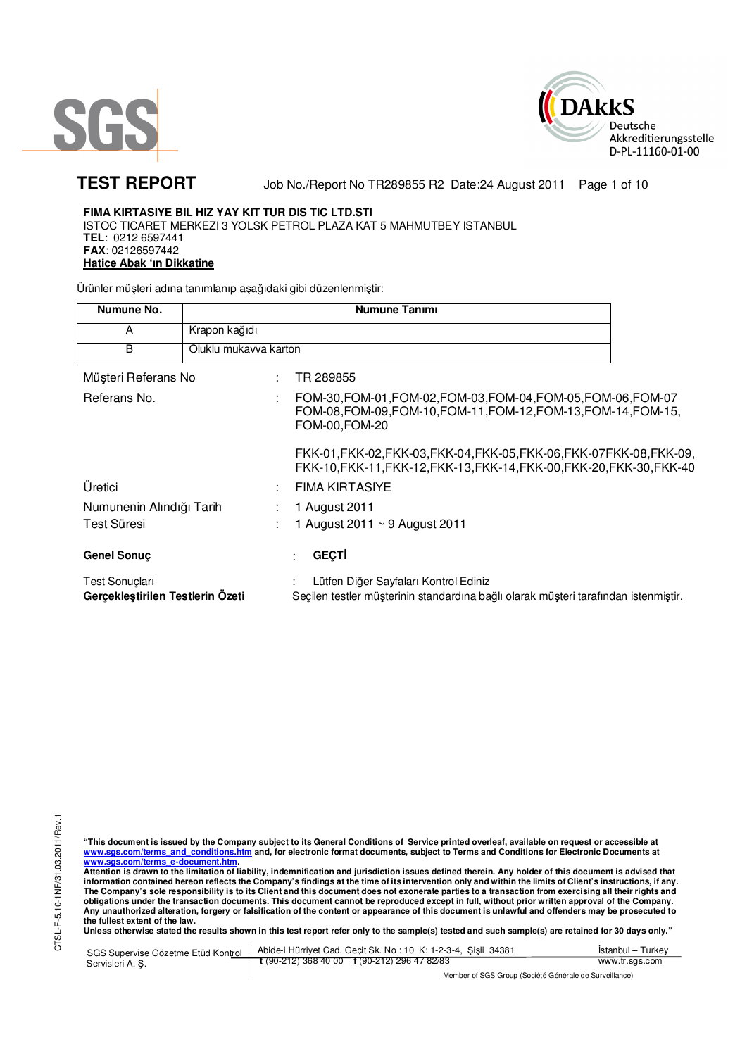# TEST REPORT

Job No./Report No TR289855 R2 Date:24 August 2011

**FIMA KIRTASIYE BIL HIZ YAY KIT TUR DIS TIC LTD.STI**
ISTOC TICARET MERKEZI 3 YOLSK PETROL PLAZA KAT 5 MAHMUTBEY ISTANBUL
**TEL**: 0212 6597441
**FAX**: 02126597442
**Hatice Abak 'ın Dikkatine**

Ürünler müşteri adına tanımlanıp aşağıdaki gibi düzenlenmiştir:

| Numune No. | Numune Tanımı |
|---|---|
| A | Krapon kağıdı |
| B | Oluklu mukavva karton |

| | | |
|---|---|---|
| Müşteri Referans No | : | TR 289855 |
| Referans No. | : | FOM-30,FOM-01,FOM-02,FOM-03,FOM-04,FOM-05,FOM-06,FOM-07 FOM-08,FOM-09,FOM-10,FOM-11,FOM-12,FOM-13,FOM-14,FOM-15, FOM-00,FOM-20<br><br>FKK-01,FKK-02,FKK-03,FKK-04,FKK-05,FKK-06,FKK-07FKK-08,FKK-09, FKK-10,FKK-11,FKK-12,FKK-13,FKK-14,FKK-00,FKK-20,FKK-30,FKK-40 |
| Üretici | : | FIMA KIRTASIYE |
| Numunenin Alındığı Tarih | : | 1 August 2011 |
| Test Süresi | : | 1 August 2011 ~ 9 August 2011 |
| **Genel Sonuç** | : | **GEÇTİ** |
| Test Sonuçları | : | Lütfen Diğer Sayfaları Kontrol Ediniz |
| **Gerçekleştirilen Testlerin Özeti** | | Seçilen testler müşterinin standardına bağlı olarak müşteri tarafından istenmiştir. |

**"This document is issued by the Company subject to its General Conditions of Service printed overleaf, available on request or accessible at www.sgs.com/terms_and_conditions.htm and, for electronic format documents, subject to Terms and Conditions for Electronic Documents at www.sgs.com/terms_e-document.htm.**
**Attention is drawn to the limitation of liability, indemnification and jurisdiction issues defined therein. Any holder of this document is advised that information contained hereon reflects the Company's findings at the time of its intervention only and within the limits of Client's instructions, if any. The Company's sole responsibility is to its Client and this document does not exonerate parties to a transaction from exercising all their rights and obligations under the transaction documents. This document cannot be reproduced except in full, without prior written approval of the Company. Any unauthorized alteration, forgery or falsification of the content or appearance of this document is unlawful and offenders may be prosecuted to the fullest extent of the law.**
**Unless otherwise stated the results shown in this test report refer only to the sample(s) tested and such sample(s) are retained for 30 days only."**

SGS Supervise Gözetme Etüd Kontrol Servisleri A. Ş. | Abide-i Hürriyet Cad. Geçit Sk. No : 10 K: 1-2-3-4, Şişli 34381 | İstanbul – Turkey
t (90-212) 368 40 00 f (90-212) 296 47 82/83 | www.tr.sgs.com
Member of SGS Group (Société Générale de Surveillance)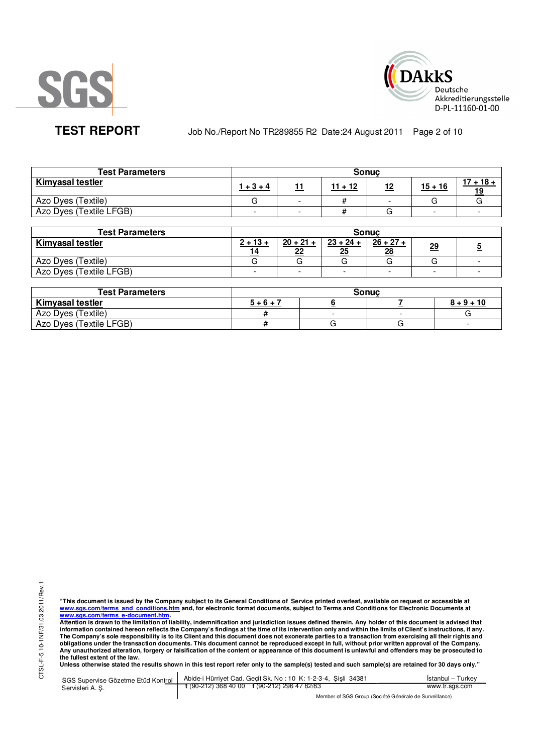| Test Parameters | Sonuç | | | | | |
|---|---|---|---|---|---|---|
| **Kimyasal testler** | **1 + 3 + 4** | **11** | **11 + 12** | **12** | **15 + 16** | **17 + 18 + 19** |
| Azo Dyes (Textile) | G | - | # | - | G | G |
| Azo Dyes (Textile LFGB) | - | - | # | G | - | - |

| Test Parameters | Sonuç | | | | | |
|---|---|---|---|---|---|---|
| **Kimyasal testler** | **2 + 13 + 14** | **20 + 21 + 22** | **23 + 24 + 25** | **26 + 27 + 28** | **29** | **5** |
| Azo Dyes (Textile) | G | G | G | G | G | - |
| Azo Dyes (Textile LFGB) | - | - | - | - | - | - |

| Test Parameters | Sonuç | | | |
|---|---|---|---|---|
| **Kimyasal testler** | **5 + 6 + 7** | **6** | **7** | **8 + 9 + 10** |
| Azo Dyes (Textile) | # | - | - | G |
| Azo Dyes (Textile LFGB) | # | G | G | - |

**"This document is issued by the Company subject to its General Conditions of Service printed overleaf, available on request or accessible at www.sgs.com/terms_and_conditions.htm and, for electronic format documents, subject to Terms and Conditions for Electronic Documents at www.sgs.com/terms_e-document.htm.**
**Attention is drawn to the limitation of liability, indemnification and jurisdiction issues defined therein. Any holder of this document is advised that information contained hereon reflects the Company's findings at the time of its intervention only and within the limits of Client's instructions, if any. The Company's sole responsibility is to its Client and this document does not exonerate parties to a transaction from exercising all their rights and obligations under the transaction documents. This document cannot be reproduced except in full, without prior written approval of the Company. Any unauthorized alteration, forgery or falsification of the content or appearance of this document is unlawful and offenders may be prosecuted to the fullest extent of the law.**
**Unless otherwise stated the results shown in this test report refer only to the sample(s) tested and such sample(s) are retained for 30 days only."**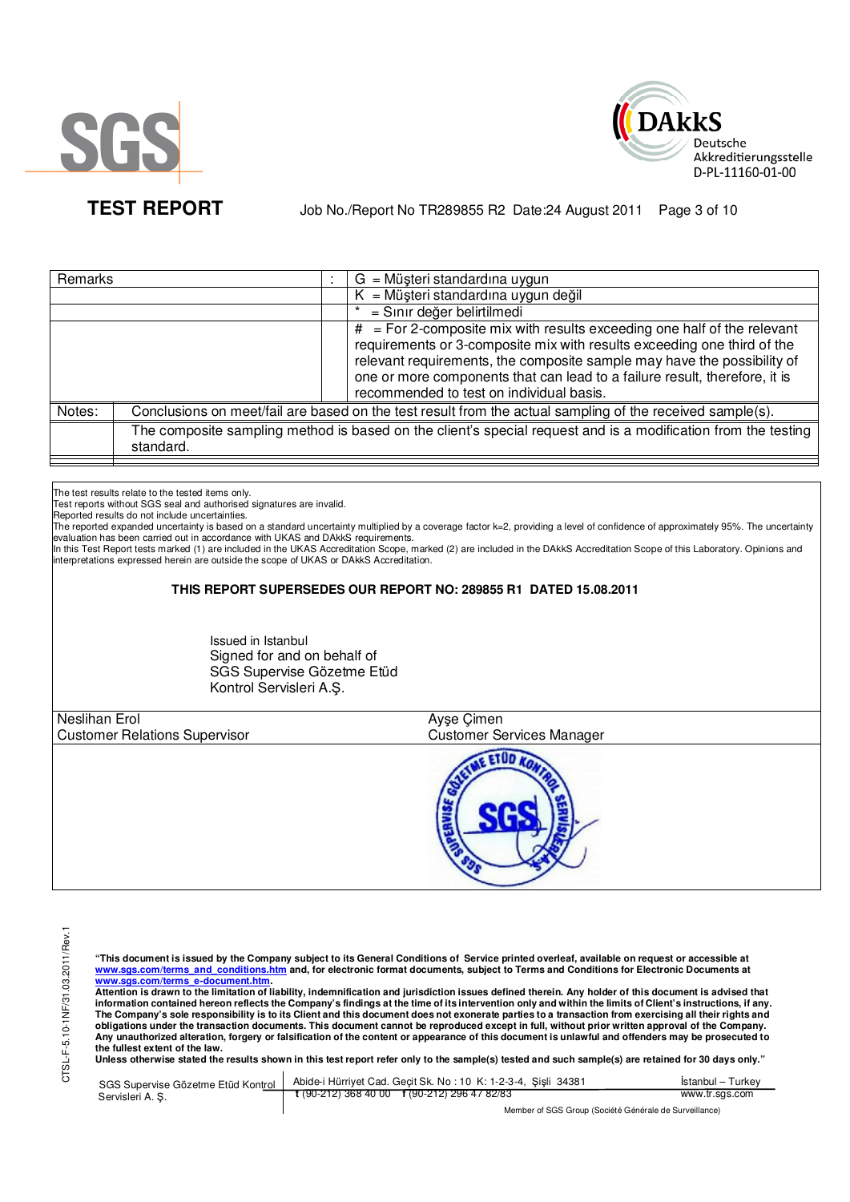**TEST REPORT**

Job No./Report No TR289855 R2 Date:24 August 2011

| Remarks | | : | G = Müşteri standardına uygun |
|---|---|---|---|
| | | | K = Müşteri standardına uygun değil |
| | | | * = Sınır değer belirtilmedi |
| | | | # = For 2-composite mix with results exceeding one half of the relevant requirements or 3-composite mix with results exceeding one third of the relevant requirements, the composite sample may have the possibility of one or more components that can lead to a failure result, therefore, it is recommended to test on individual basis. |
| Notes: | Conclusions on meet/fail are based on the test result from the actual sampling of the received sample(s). | | |
| | The composite sampling method is based on the client's special request and is a modification from the testing standard. | | |

The test results relate to the tested items only.
Test reports without SGS seal and authorised signatures are invalid.
Reported results do not include uncertainties.
The reported expanded uncertainty is based on a standard uncertainty multiplied by a coverage factor k=2, providing a level of confidence of approximately 95%. The uncertainty evaluation has been carried out in accordance with UKAS and DAkkS requirements.
In this Test Report tests marked (1) are included in the UKAS Accreditation Scope, marked (2) are included in the DAkkS Accreditation Scope of this Laboratory. Opinions and interpretations expressed herein are outside the scope of UKAS or DAkkS Accreditation.

**THIS REPORT SUPERSEDES OUR REPORT NO: 289855 R1 DATED 15.08.2011**

Issued in Istanbul
Signed for and on behalf of
SGS Supervise Gözetme Etüd
Kontrol Servisleri A.Ş.

| Neslihan Erol | Ayşe Çimen |
|---|---|
| Customer Relations Supervisor | Customer Services Manager |

**"This document is issued by the Company subject to its General Conditions of Service printed overleaf, available on request or accessible at www.sgs.com/terms_and_conditions.htm and, for electronic format documents, subject to Terms and Conditions for Electronic Documents at www.sgs.com/terms_e-document.htm.**
**Attention is drawn to the limitation of liability, indemnification and jurisdiction issues defined therein. Any holder of this document is advised that information contained hereon reflects the Company's findings at the time of its intervention only and within the limits of Client's instructions, if any. The Company's sole responsibility is to its Client and this document does not exonerate parties to a transaction from exercising all their rights and obligations under the transaction documents. This document cannot be reproduced except in full, without prior written approval of the Company. Any unauthorized alteration, forgery or falsification of the content or appearance of this document is unlawful and offenders may be prosecuted to the fullest extent of the law.**
**Unless otherwise stated the results shown in this test report refer only to the sample(s) tested and such sample(s) are retained for 30 days only."**

SGS Supervise Gözetme Etüd Kontrol Servisleri A. Ş. | Abide-i Hürriyet Cad. Geçit Sk. No : 10 K: 1-2-3-4, Şişli 34381 | İstanbul – Turkey
t (90-212) 368 40 00 f (90-212) 296 47 82/83 | www.tr.sgs.com
Member of SGS Group (Société Générale de Surveillance)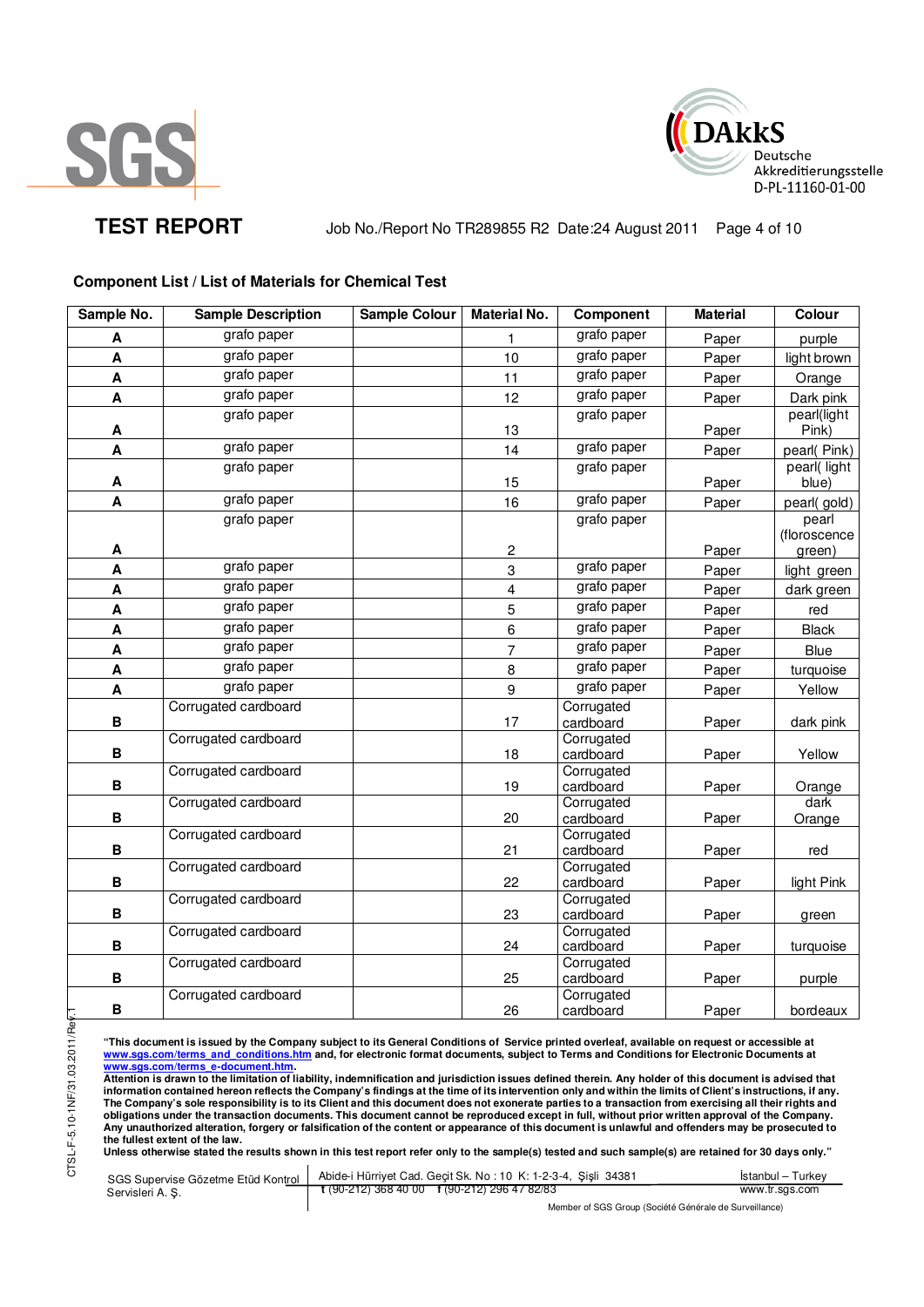## TEST REPORT

Job No./Report No TR289855 R2 Date:24 August 2011

### Component List / List of Materials for Chemical Test

| Sample No. | Sample Description | Sample Colour | Material No. | Component | Material | Colour |
|---|---|---|---|---|---|---|
| A | grafo paper | | 1 | grafo paper | Paper | purple |
| A | grafo paper | | 10 | grafo paper | Paper | light brown |
| A | grafo paper | | 11 | grafo paper | Paper | Orange |
| A | grafo paper | | 12 | grafo paper | Paper | Dark pink |
| A | grafo paper | | 13 | grafo paper | Paper | pearl(light Pink) |
| A | grafo paper | | 14 | grafo paper | Paper | pearl( Pink) |
| A | grafo paper | | 15 | grafo paper | Paper | pearl( light blue) |
| A | grafo paper | | 16 | grafo paper | Paper | pearl( gold) |
| A | grafo paper | | 2 | grafo paper | Paper | pearl (floroscence green) |
| A | grafo paper | | 3 | grafo paper | Paper | light green |
| A | grafo paper | | 4 | grafo paper | Paper | dark green |
| A | grafo paper | | 5 | grafo paper | Paper | red |
| A | grafo paper | | 6 | grafo paper | Paper | Black |
| A | grafo paper | | 7 | grafo paper | Paper | Blue |
| A | grafo paper | | 8 | grafo paper | Paper | turquoise |
| A | grafo paper | | 9 | grafo paper | Paper | Yellow |
| B | Corrugated cardboard | | 17 | Corrugated cardboard | Paper | dark pink |
| B | Corrugated cardboard | | 18 | Corrugated cardboard | Paper | Yellow |
| B | Corrugated cardboard | | 19 | Corrugated cardboard | Paper | Orange |
| B | Corrugated cardboard | | 20 | Corrugated cardboard | Paper | dark Orange |
| B | Corrugated cardboard | | 21 | Corrugated cardboard | Paper | red |
| B | Corrugated cardboard | | 22 | Corrugated cardboard | Paper | light Pink |
| B | Corrugated cardboard | | 23 | Corrugated cardboard | Paper | green |
| B | Corrugated cardboard | | 24 | Corrugated cardboard | Paper | turquoise |
| B | Corrugated cardboard | | 25 | Corrugated cardboard | Paper | purple |
| B | Corrugated cardboard | | 26 | Corrugated cardboard | Paper | bordeaux |

**"This document is issued by the Company subject to its General Conditions of Service printed overleaf, available on request or accessible at www.sgs.com/terms_and_conditions.htm and, for electronic format documents, subject to Terms and Conditions for Electronic Documents at www.sgs.com/terms_e-document.htm.**
**Attention is drawn to the limitation of liability, indemnification and jurisdiction issues defined therein. Any holder of this document is advised that information contained hereon reflects the Company's findings at the time of its intervention only and within the limits of Client's instructions, if any. The Company's sole responsibility is to its Client and this document does not exonerate parties to a transaction from exercising all their rights and obligations under the transaction documents. This document cannot be reproduced except in full, without prior written approval of the Company. Any unauthorized alteration, forgery or falsification of the content or appearance of this document is unlawful and offenders may be prosecuted to the fullest extent of the law.**
**Unless otherwise stated the results shown in this test report refer only to the sample(s) tested and such sample(s) are retained for 30 days only."**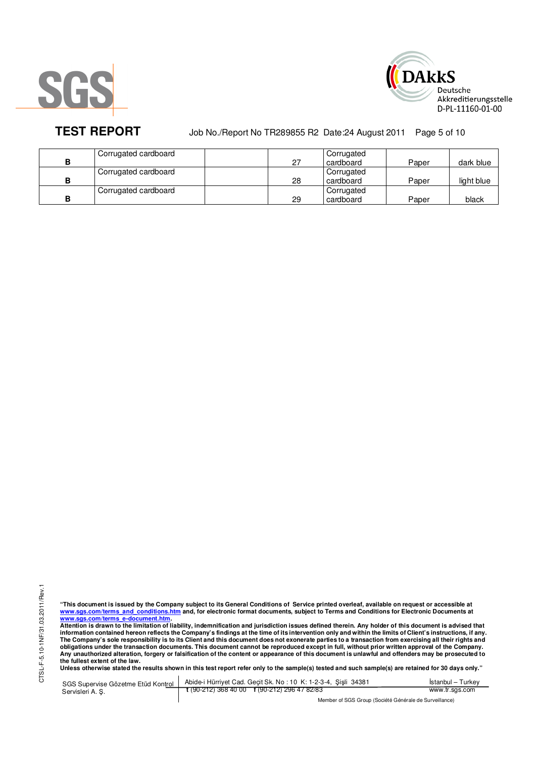# TEST REPORT

Job No./Report No TR289855 R2 Date:24 August 2011

| | | | | | | |
|---|---|---|---|---|---|---|
| B | Corrugated cardboard | | 27 | Corrugated cardboard | Paper | dark blue |
| B | Corrugated cardboard | | 28 | Corrugated cardboard | Paper | light blue |
| B | Corrugated cardboard | | 29 | Corrugated cardboard | Paper | black |

**"This document is issued by the Company subject to its General Conditions of Service printed overleaf, available on request or accessible at www.sgs.com/terms_and_conditions.htm and, for electronic format documents, subject to Terms and Conditions for Electronic Documents at www.sgs.com/terms_e-document.htm.**
**Attention is drawn to the limitation of liability, indemnification and jurisdiction issues defined therein. Any holder of this document is advised that information contained hereon reflects the Company's findings at the time of its intervention only and within the limits of Client's instructions, if any. The Company's sole responsibility is to its Client and this document does not exonerate parties to a transaction from exercising all their rights and obligations under the transaction documents. This document cannot be reproduced except in full, without prior written approval of the Company. Any unauthorized alteration, forgery or falsification of the content or appearance of this document is unlawful and offenders may be prosecuted to the fullest extent of the law.**
**Unless otherwise stated the results shown in this test report refer only to the sample(s) tested and such sample(s) are retained for 30 days only."**

CTSL-F-5.10-1NF/31.03.2011/Rev.1

SGS Supervise Gözetme Etüd Kontrol Servisleri A. Ş. | Abide-i Hürriyet Cad. Geçit Sk. No : 10 K: 1-2-3-4, Şişli 34381 | t (90-212) 368 40 00 f (90-212) 296 47 82/83 | İstanbul – Turkey | www.tr.sgs.com

Member of SGS Group (Société Générale de Surveillance)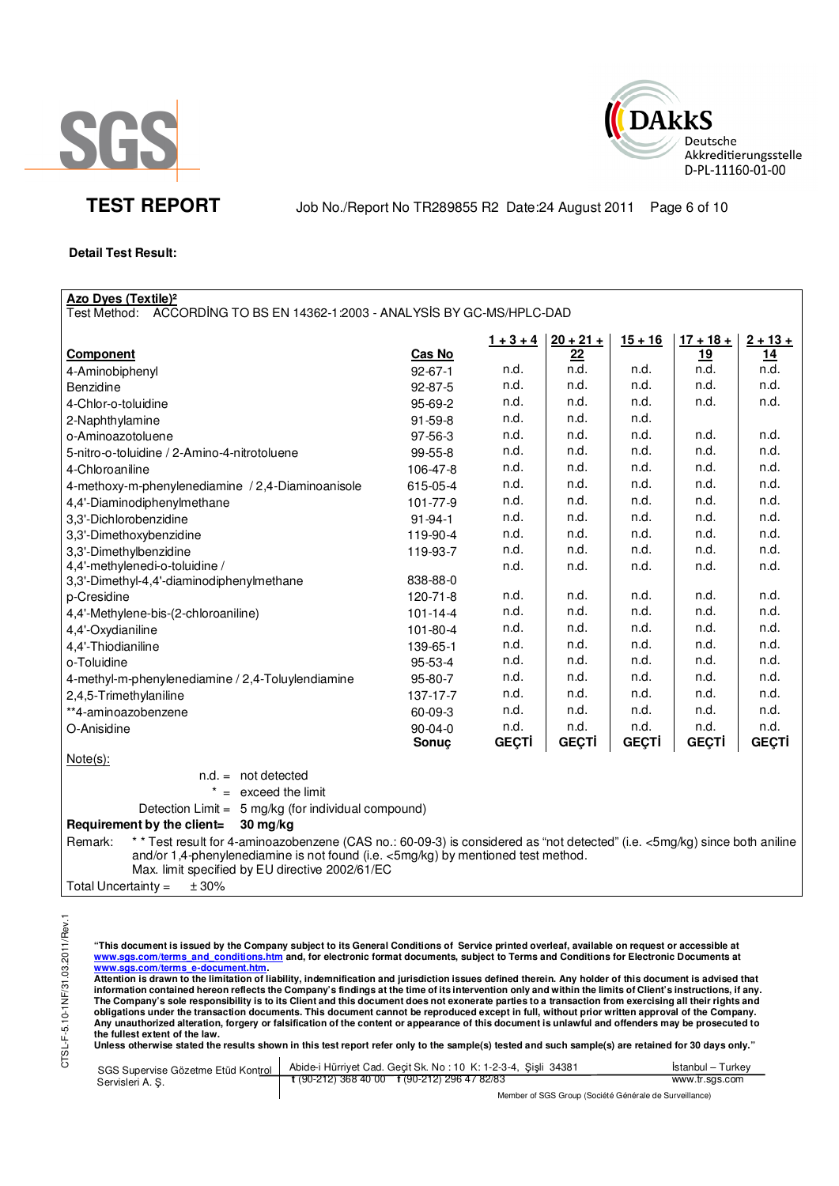**SGS**

**DAkkS** Deutsche Akkreditierungsstelle D-PL-11160-01-00

## TEST REPORT

Job No./Report No TR289855 R2 Date:24 August 2011

**Detail Test Result:**

**Azo Dyes (Textile)²**

Test Method: ACCORDİNG TO BS EN 14362-1:2003 - ANALYSİS BY GC-MS/HPLC-DAD

| Component | Cas No | 1 + 3 + 4 | 20 + 21 + 22 | 15 + 16 | 17 + 18 + 19 | 2 + 13 + 14 |
|---|---|---|---|---|---|---|
| 4-Aminobiphenyl | 92-67-1 | n.d. | n.d. | n.d. | n.d. | n.d. |
| Benzidine | 92-87-5 | n.d. | n.d. | n.d. | n.d. | n.d. |
| 4-Chlor-o-toluidine | 95-69-2 | n.d. | n.d. | n.d. | n.d. | n.d. |
| 2-Naphthylamine | 91-59-8 | n.d. | n.d. | n.d. | | |
| o-Aminoazotoluene | 97-56-3 | n.d. | n.d. | n.d. | n.d. | n.d. |
| 5-nitro-o-toluidine / 2-Amino-4-nitrotoluene | 99-55-8 | n.d. | n.d. | n.d. | n.d. | n.d. |
| 4-Chloroaniline | 106-47-8 | n.d. | n.d. | n.d. | n.d. | n.d. |
| 4-methoxy-m-phenylenediamine / 2,4-Diaminoanisole | 615-05-4 | n.d. | n.d. | n.d. | n.d. | n.d. |
| 4,4'-Diaminodiphenylmethane | 101-77-9 | n.d. | n.d. | n.d. | n.d. | n.d. |
| 3,3'-Dichlorobenzidine | 91-94-1 | n.d. | n.d. | n.d. | n.d. | n.d. |
| 3,3'-Dimethoxybenzidine | 119-90-4 | n.d. | n.d. | n.d. | n.d. | n.d. |
| 3,3'-Dimethylbenzidine | 119-93-7 | n.d. | n.d. | n.d. | n.d. | n.d. |
| 4,4'-methylenedi-o-toluidine / 3,3'-Dimethyl-4,4'-diaminodiphenylmethane | 838-88-0 | n.d. | n.d. | n.d. | n.d. | n.d. |
| p-Cresidine | 120-71-8 | n.d. | n.d. | n.d. | n.d. | n.d. |
| 4,4'-Methylene-bis-(2-chloroaniline) | 101-14-4 | n.d. | n.d. | n.d. | n.d. | n.d. |
| 4,4'-Oxydianiline | 101-80-4 | n.d. | n.d. | n.d. | n.d. | n.d. |
| 4,4'-Thiodianiline | 139-65-1 | n.d. | n.d. | n.d. | n.d. | n.d. |
| o-Toluidine | 95-53-4 | n.d. | n.d. | n.d. | n.d. | n.d. |
| 4-methyl-m-phenylenediamine / 2,4-Toluylendiamine | 95-80-7 | n.d. | n.d. | n.d. | n.d. | n.d. |
| 2,4,5-Trimethylaniline | 137-17-7 | n.d. | n.d. | n.d. | n.d. | n.d. |
| **4-aminoazobenzene | 60-09-3 | n.d. | n.d. | n.d. | n.d. | n.d. |
| O-Anisidine | 90-04-0 | n.d. | n.d. | n.d. | n.d. | n.d. |
| | **Sonuç** | **GEÇTİ** | **GEÇTİ** | **GEÇTİ** | **GEÇTİ** | **GEÇTİ** |

Note(s):

n.d. = not detected

\* = exceed the limit

Detection Limit = 5 mg/kg (for individual compound)

**Requirement by the client= 30 mg/kg**

Remark: ** Test result for 4-aminoazobenzene (CAS no.: 60-09-3) is considered as "not detected" (i.e. <5mg/kg) since both aniline and/or 1,4-phenylenediamine is not found (i.e. <5mg/kg) by mentioned test method.
Max. limit specified by EU directive 2002/61/EC

Total Uncertainty = ± 30%

**"This document is issued by the Company subject to its General Conditions of Service printed overleaf, available on request or accessible at www.sgs.com/terms_and_conditions.htm and, for electronic format documents, subject to Terms and Conditions for Electronic Documents at www.sgs.com/terms_e-document.htm. Attention is drawn to the limitation of liability, indemnification and jurisdiction issues defined therein. Any holder of this document is advised that information contained hereon reflects the Company's findings at the time of its intervention only and within the limits of Client's instructions, if any. The Company's sole responsibility is to its Client and this document does not exonerate parties to a transaction from exercising all their rights and obligations under the transaction documents. This document cannot be reproduced except in full, without prior written approval of the Company. Any unauthorized alteration, forgery or falsification of the content or appearance of this document is unlawful and offenders may be prosecuted to the fullest extent of the law. Unless otherwise stated the results shown in this test report refer only to the sample(s) tested and such sample(s) are retained for 30 days only."**

SGS Supervise Gözetme Etüd Kontrol Servisleri A. Ş. | Abide-i Hürriyet Cad. Geçit Sk. No : 10 K: 1-2-3-4, Şişli 34381 | İstanbul – Turkey
t (90-212) 368 40 00 f (90-212) 296 47 82/83 | www.tr.sgs.com

Member of SGS Group (Société Générale de Surveillance)

CTSL-F-5.10-1NF/31.03.2011/Rev.1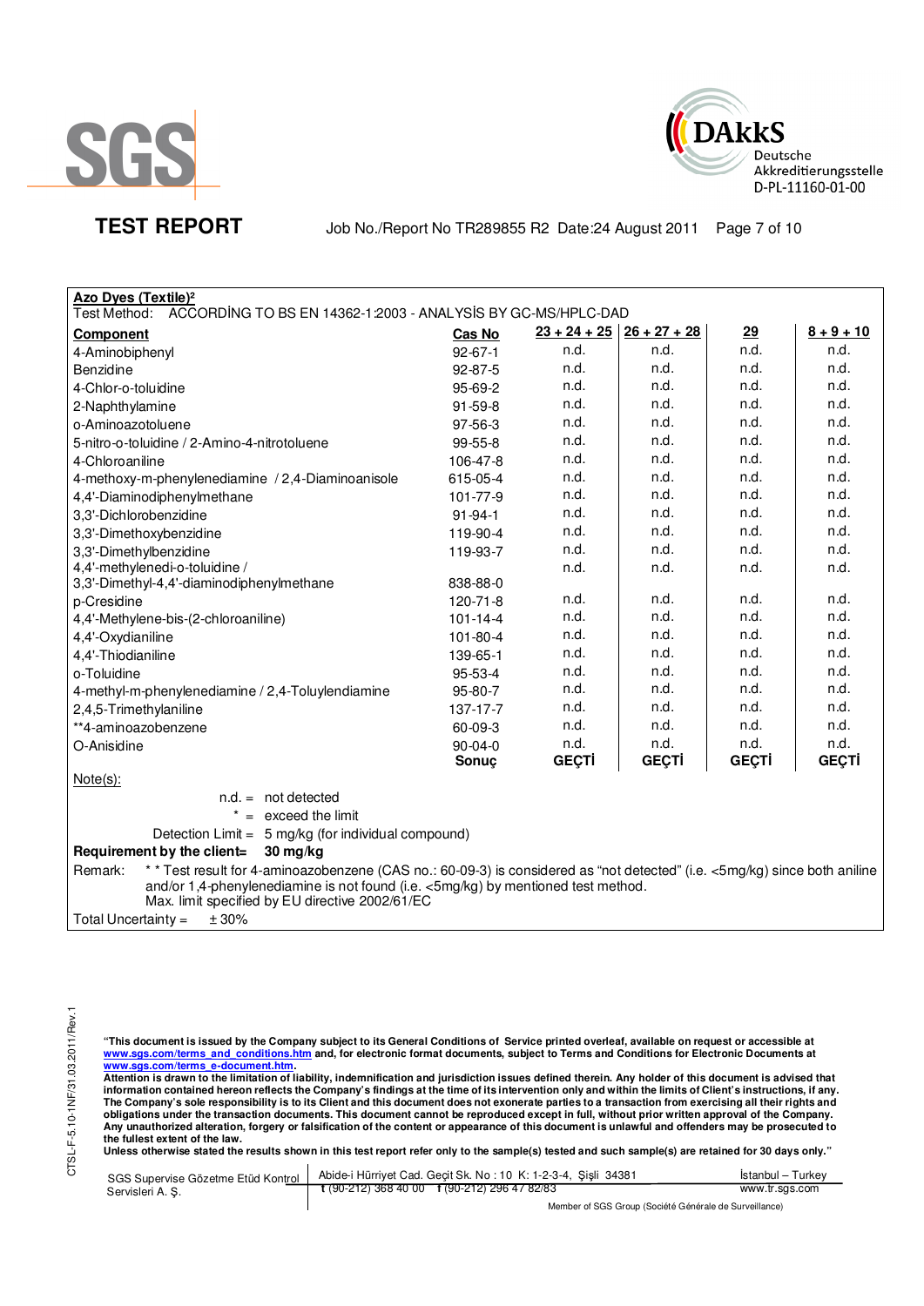**Azo Dyes (Textile)²**

Test Method: ACCORDİNG TO BS EN 14362-1:2003 - ANALYSİS BY GC-MS/HPLC-DAD

| Component | Cas No | 23 + 24 + 25 | 26 + 27 + 28 | 29 | 8 + 9 + 10 |
|---|---|---|---|---|---|
| 4-Aminobiphenyl | 92-67-1 | n.d. | n.d. | n.d. | n.d. |
| Benzidine | 92-87-5 | n.d. | n.d. | n.d. | n.d. |
| 4-Chlor-o-toluidine | 95-69-2 | n.d. | n.d. | n.d. | n.d. |
| 2-Naphthylamine | 91-59-8 | n.d. | n.d. | n.d. | n.d. |
| o-Aminoazotoluene | 97-56-3 | n.d. | n.d. | n.d. | n.d. |
| 5-nitro-o-toluidine / 2-Amino-4-nitrotoluene | 99-55-8 | n.d. | n.d. | n.d. | n.d. |
| 4-Chloroaniline | 106-47-8 | n.d. | n.d. | n.d. | n.d. |
| 4-methoxy-m-phenylenediamine / 2,4-Diaminoanisole | 615-05-4 | n.d. | n.d. | n.d. | n.d. |
| 4,4'-Diaminodiphenylmethane | 101-77-9 | n.d. | n.d. | n.d. | n.d. |
| 3,3'-Dichlorobenzidine | 91-94-1 | n.d. | n.d. | n.d. | n.d. |
| 3,3'-Dimethoxybenzidine | 119-90-4 | n.d. | n.d. | n.d. | n.d. |
| 3,3'-Dimethylbenzidine | 119-93-7 | n.d. | n.d. | n.d. | n.d. |
| 4,4'-methylenedi-o-toluidine / 3,3'-Dimethyl-4,4'-diaminodiphenylmethane | 838-88-0 | n.d. | n.d. | n.d. | n.d. |
| p-Cresidine | 120-71-8 | n.d. | n.d. | n.d. | n.d. |
| 4,4'-Methylene-bis-(2-chloroaniline) | 101-14-4 | n.d. | n.d. | n.d. | n.d. |
| 4,4'-Oxydianiline | 101-80-4 | n.d. | n.d. | n.d. | n.d. |
| 4,4'-Thiodianiline | 139-65-1 | n.d. | n.d. | n.d. | n.d. |
| o-Toluidine | 95-53-4 | n.d. | n.d. | n.d. | n.d. |
| 4-methyl-m-phenylenediamine / 2,4-Toluylendiamine | 95-80-7 | n.d. | n.d. | n.d. | n.d. |
| 2,4,5-Trimethylaniline | 137-17-7 | n.d. | n.d. | n.d. | n.d. |
| **4-aminoazobenzene | 60-09-3 | n.d. | n.d. | n.d. | n.d. |
| O-Anisidine | 90-04-0 | n.d. | n.d. | n.d. | n.d. |
| | **Sonuç** | **GEÇTİ** | **GEÇTİ** | **GEÇTİ** | **GEÇTİ** |

Note(s):

n.d. = not detected

\* = exceed the limit

Detection Limit = 5 mg/kg (for individual compound)

**Requirement by the client= 30 mg/kg**

Remark: * * Test result for 4-aminoazobenzene (CAS no.: 60-09-3) is considered as "not detected" (i.e. <5mg/kg) since both aniline and/or 1,4-phenylenediamine is not found (i.e. <5mg/kg) by mentioned test method.
Max. limit specified by EU directive 2002/61/EC

Total Uncertainty = ± 30%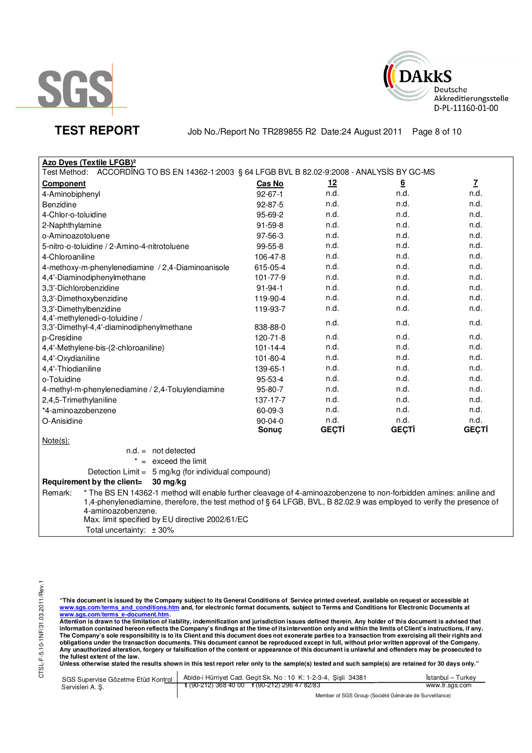SGS

DAkkS Deutsche Akkreditierungsstelle D-PL-11160-01-00

**TEST REPORT**

Job No./Report No TR289855 R2 Date:24 August 2011

**Azo Dyes (Textile LFGB)²**

Test Method: ACCORDİNG TO BS EN 14362-1:2003 § 64 LFGB BVL B 82.02-9:2008 - ANALYSİS BY GC-MS

| Component | Cas No | 12 | 6 | 7 |
|---|---|---|---|---|
| 4-Aminobiphenyl | 92-67-1 | n.d. | n.d. | n.d. |
| Benzidine | 92-87-5 | n.d. | n.d. | n.d. |
| 4-Chlor-o-toluidine | 95-69-2 | n.d. | n.d. | n.d. |
| 2-Naphthylamine | 91-59-8 | n.d. | n.d. | n.d. |
| o-Aminoazotoluene | 97-56-3 | n.d. | n.d. | n.d. |
| 5-nitro-o-toluidine / 2-Amino-4-nitrotoluene | 99-55-8 | n.d. | n.d. | n.d. |
| 4-Chloroaniline | 106-47-8 | n.d. | n.d. | n.d. |
| 4-methoxy-m-phenylenediamine / 2,4-Diaminoanisole | 615-05-4 | n.d. | n.d. | n.d. |
| 4,4'-Diaminodiphenylmethane | 101-77-9 | n.d. | n.d. | n.d. |
| 3,3'-Dichlorobenzidine | 91-94-1 | n.d. | n.d. | n.d. |
| 3,3'-Dimethoxybenzidine | 119-90-4 | n.d. | n.d. | n.d. |
| 3,3'-Dimethylbenzidine | 119-93-7 | n.d. | n.d. | n.d. |
| 4,4'-methylenedi-o-toluidine / 3,3'-Dimethyl-4,4'-diaminodiphenylmethane | 838-88-0 | n.d. | n.d. | n.d. |
| p-Cresidine | 120-71-8 | n.d. | n.d. | n.d. |
| 4,4'-Methylene-bis-(2-chloroaniline) | 101-14-4 | n.d. | n.d. | n.d. |
| 4,4'-Oxydianiline | 101-80-4 | n.d. | n.d. | n.d. |
| 4,4'-Thiodianiline | 139-65-1 | n.d. | n.d. | n.d. |
| o-Toluidine | 95-53-4 | n.d. | n.d. | n.d. |
| 4-methyl-m-phenylenediamine / 2,4-Toluylendiamine | 95-80-7 | n.d. | n.d. | n.d. |
| 2,4,5-Trimethylaniline | 137-17-7 | n.d. | n.d. | n.d. |
| *4-aminoazobenzene | 60-09-3 | n.d. | n.d. | n.d. |
| O-Anisidine | 90-04-0 | n.d. | n.d. | n.d. |
| | **Sonuç** | **GEÇTİ** | **GEÇTİ** | **GEÇTİ** |

Note(s):

n.d. = not detected

\* = exceed the limit

Detection Limit = 5 mg/kg (for individual compound)

**Requirement by the client= 30 mg/kg**

Remark: * The BS EN 14362-1 method will enable further cleavage of 4-aminoazobenzene to non-forbidden amines: aniline and 1,4-phenylenediamine, therefore, the test method of § 64 LFGB, BVL, B 82.02.9 was employed to verify the presence of 4-aminoazobenzene.
Max. limit specified by EU directive 2002/61/EC
Total uncertainty: ± 30%

"This document is issued by the Company subject to its General Conditions of Service printed overleaf, available on request or accessible at www.sgs.com/terms_and_conditions.htm and, for electronic format documents, subject to Terms and Conditions for Electronic Documents at www.sgs.com/terms_e-document.htm.
Attention is drawn to the limitation of liability, indemnification and jurisdiction issues defined therein. Any holder of this document is advised that information contained hereon reflects the Company's findings at the time of its intervention only and within the limits of Client's instructions, if any. The Company's sole responsibility is to its Client and this document does not exonerate parties to a transaction from exercising all their rights and obligations under the transaction documents. This document cannot be reproduced except in full, without prior written approval of the Company. Any unauthorized alteration, forgery or falsification of the content or appearance of this document is unlawful and offenders may be prosecuted to the fullest extent of the law.
Unless otherwise stated the results shown in this test report refer only to the sample(s) tested and such sample(s) are retained for 30 days only."

SGS Supervise Gözetme Etüd Kontrol Servisleri A. Ş. | Abide-i Hürriyet Cad. Geçit Sk. No : 10 K: 1-2-3-4, Şişli 34381 | t (90-212) 368 40 00 f (90-212) 296 47 82/83 | İstanbul – Turkey www.tr.sgs.com

Member of SGS Group (Société Générale de Surveillance)

CTSL-F-5.10-1NF/31.03.2011/Rev.1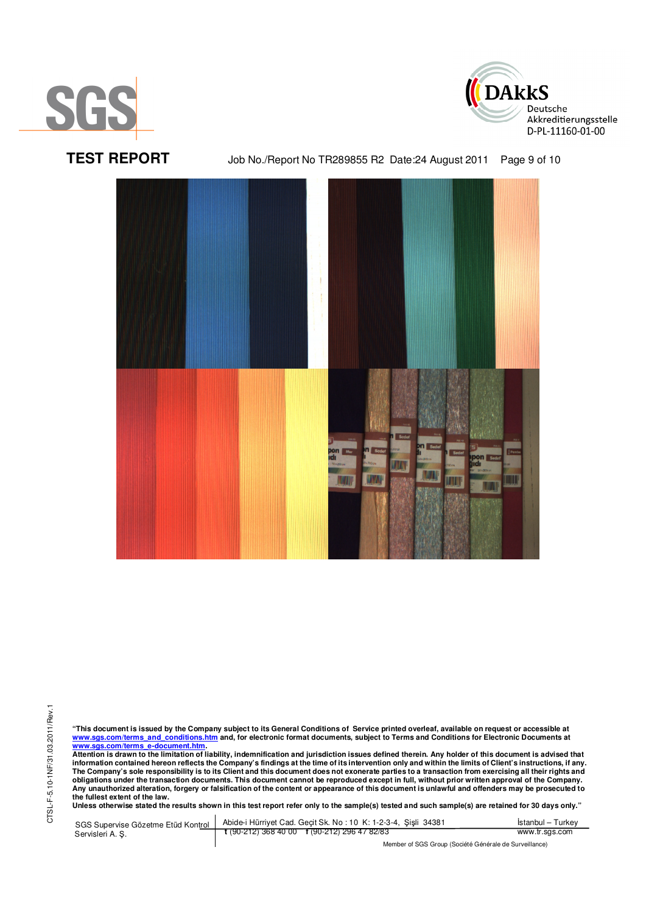# TEST REPORT

Job No./Report No TR289855 R2 Date:24 August 2011

"This document is issued by the Company subject to its General Conditions of Service printed overleaf, available on request or accessible at www.sgs.com/terms_and_conditions.htm and, for electronic format documents, subject to Terms and Conditions for Electronic Documents at www.sgs.com/terms_e-document.htm.
Attention is drawn to the limitation of liability, indemnification and jurisdiction issues defined therein. Any holder of this document is advised that information contained hereon reflects the Company's findings at the time of its intervention only and within the limits of Client's instructions, if any. The Company's sole responsibility is to its Client and this document does not exonerate parties to a transaction from exercising all their rights and obligations under the transaction documents. This document cannot be reproduced except in full, without prior written approval of the Company. Any unauthorized alteration, forgery or falsification of the content or appearance of this document is unlawful and offenders may be prosecuted to the fullest extent of the law.
Unless otherwise stated the results shown in this test report refer only to the sample(s) tested and such sample(s) are retained for 30 days only."

SGS Supervise Gözetme Etüd Kontrol Servisleri A. Ş. | Abide-i Hürriyet Cad. Geçit Sk. No : 10 K: 1-2-3-4, Şişli 34381 | t (90-212) 368 40 00 f (90-212) 296 47 82/83 | İstanbul – Turkey | www.tr.sgs.com

Member of SGS Group (Société Générale de Surveillance)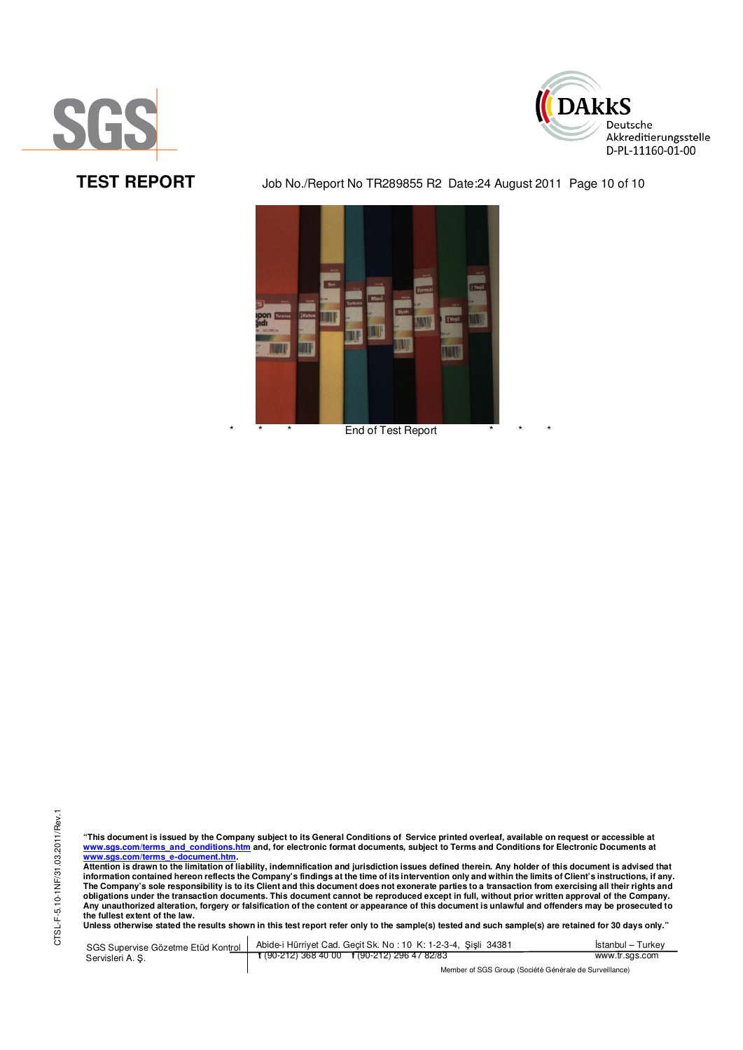# TEST REPORT

Job No./Report No TR289855 R2 Date:24 August 2011

* * * End of Test Report * * *

CTSL-F-5.10-1NF/31.03.2011/Rev.1

**"This document is issued by the Company subject to its General Conditions of Service printed overleaf, available on request or accessible at www.sgs.com/terms_and_conditions.htm and, for electronic format documents, subject to Terms and Conditions for Electronic Documents at www.sgs.com/terms_e-document.htm.**
**Attention is drawn to the limitation of liability, indemnification and jurisdiction issues defined therein. Any holder of this document is advised that information contained hereon reflects the Company's findings at the time of its intervention only and within the limits of Client's instructions, if any. The Company's sole responsibility is to its Client and this document does not exonerate parties to a transaction from exercising all their rights and obligations under the transaction documents. This document cannot be reproduced except in full, without prior written approval of the Company. Any unauthorized alteration, forgery or falsification of the content or appearance of this document is unlawful and offenders may be prosecuted to the fullest extent of the law.**
**Unless otherwise stated the results shown in this test report refer only to the sample(s) tested and such sample(s) are retained for 30 days only."**

SGS Supervise Gözetme Etüd Kontrol Servisleri A. Ş. | Abide-i Hürriyet Cad. Geçit Sk. No : 10 K: 1-2-3-4, Şişli 34381 | İstanbul – Turkey
t (90-212) 368 40 00 f (90-212) 296 47 82/83 | www.tr.sgs.com

Member of SGS Group (Société Générale de Surveillance)